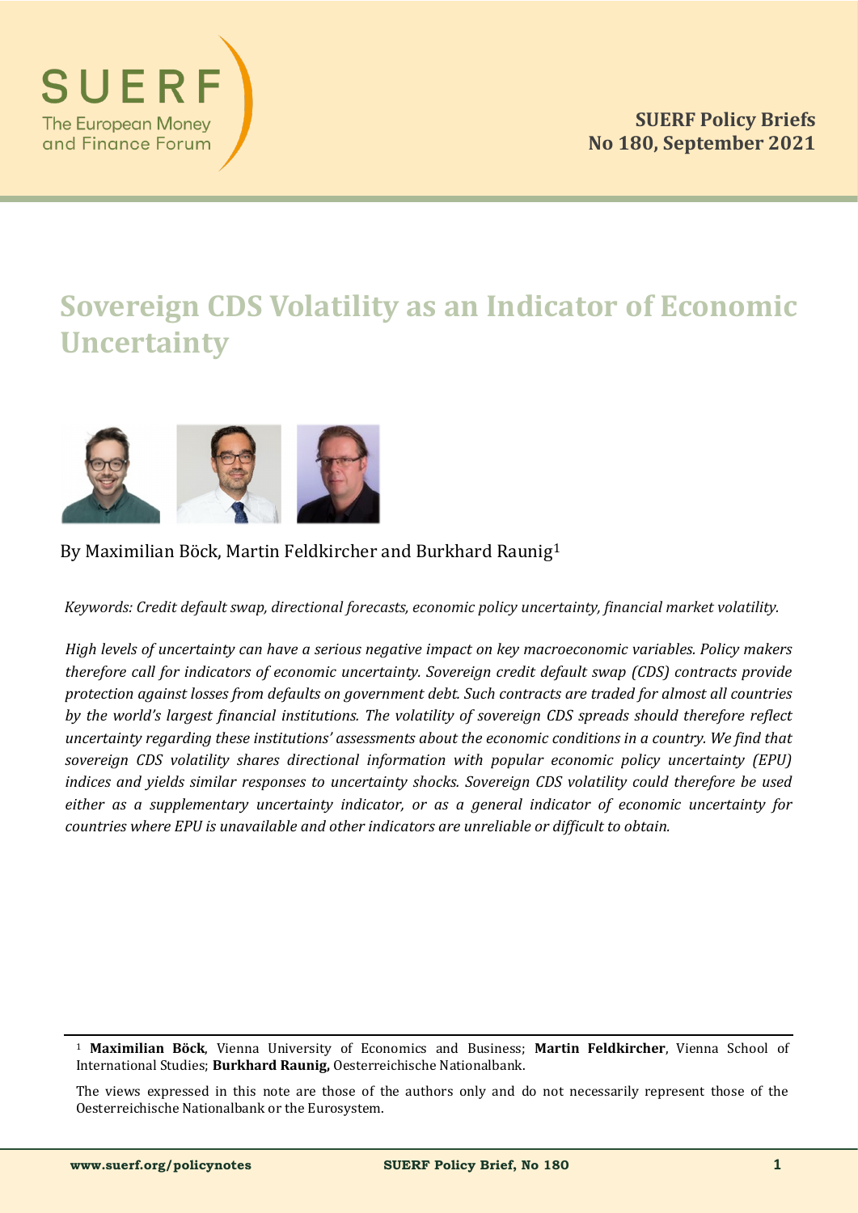SUERF
The European Money and Finance Forum

**SUERF Policy Briefs**
**No 180, September 2021**

# Sovereign CDS Volatility as an Indicator of Economic Uncertainty

By Maximilian Böck, Martin Feldkircher and Burkhard Raunig[1]

*Keywords: Credit default swap, directional forecasts, economic policy uncertainty, financial market volatility.*

*High levels of uncertainty can have a serious negative impact on key macroeconomic variables. Policy makers therefore call for indicators of economic uncertainty. Sovereign credit default swap (CDS) contracts provide protection against losses from defaults on government debt. Such contracts are traded for almost all countries by the world's largest financial institutions. The volatility of sovereign CDS spreads should therefore reflect uncertainty regarding these institutions' assessments about the economic conditions in a country. We find that sovereign CDS volatility shares directional information with popular economic policy uncertainty (EPU) indices and yields similar responses to uncertainty shocks. Sovereign CDS volatility could therefore be used either as a supplementary uncertainty indicator, or as a general indicator of economic uncertainty for countries where EPU is unavailable and other indicators are unreliable or difficult to obtain.*

---

[1] **Maximilian Böck**, Vienna University of Economics and Business; **Martin Feldkircher**, Vienna School of International Studies; **Burkhard Raunig,** Oesterreichische Nationalbank.

The views expressed in this note are those of the authors only and do not necessarily represent those of the Oesterreichische Nationalbank or the Eurosystem.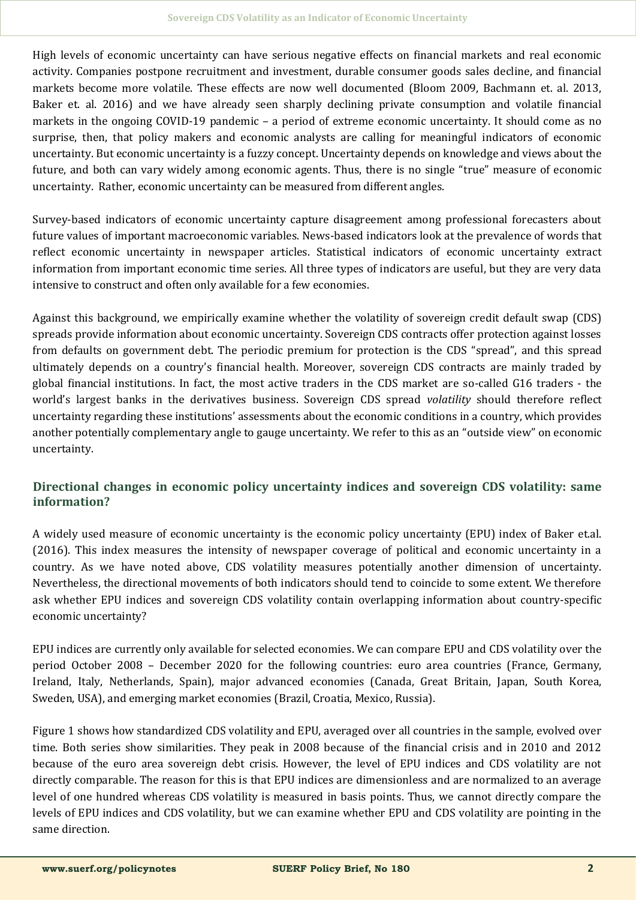High levels of economic uncertainty can have serious negative effects on financial markets and real economic activity. Companies postpone recruitment and investment, durable consumer goods sales decline, and financial markets become more volatile. These effects are now well documented (Bloom 2009, Bachmann et. al. 2013, Baker et. al. 2016) and we have already seen sharply declining private consumption and volatile financial markets in the ongoing COVID-19 pandemic – a period of extreme economic uncertainty. It should come as no surprise, then, that policy makers and economic analysts are calling for meaningful indicators of economic uncertainty. But economic uncertainty is a fuzzy concept. Uncertainty depends on knowledge and views about the future, and both can vary widely among economic agents. Thus, there is no single "true" measure of economic uncertainty. Rather, economic uncertainty can be measured from different angles.

Survey-based indicators of economic uncertainty capture disagreement among professional forecasters about future values of important macroeconomic variables. News-based indicators look at the prevalence of words that reflect economic uncertainty in newspaper articles. Statistical indicators of economic uncertainty extract information from important economic time series. All three types of indicators are useful, but they are very data intensive to construct and often only available for a few economies.

Against this background, we empirically examine whether the volatility of sovereign credit default swap (CDS) spreads provide information about economic uncertainty. Sovereign CDS contracts offer protection against losses from defaults on government debt. The periodic premium for protection is the CDS "spread", and this spread ultimately depends on a country's financial health. Moreover, sovereign CDS contracts are mainly traded by global financial institutions. In fact, the most active traders in the CDS market are so-called G16 traders - the world's largest banks in the derivatives business. Sovereign CDS spread *volatility* should therefore reflect uncertainty regarding these institutions' assessments about the economic conditions in a country, which provides another potentially complementary angle to gauge uncertainty. We refer to this as an "outside view" on economic uncertainty.

## Directional changes in economic policy uncertainty indices and sovereign CDS volatility: same information?

A widely used measure of economic uncertainty is the economic policy uncertainty (EPU) index of Baker et.al. (2016). This index measures the intensity of newspaper coverage of political and economic uncertainty in a country. As we have noted above, CDS volatility measures potentially another dimension of uncertainty. Nevertheless, the directional movements of both indicators should tend to coincide to some extent. We therefore ask whether EPU indices and sovereign CDS volatility contain overlapping information about country-specific economic uncertainty?

EPU indices are currently only available for selected economies. We can compare EPU and CDS volatility over the period October 2008 – December 2020 for the following countries: euro area countries (France, Germany, Ireland, Italy, Netherlands, Spain), major advanced economies (Canada, Great Britain, Japan, South Korea, Sweden, USA), and emerging market economies (Brazil, Croatia, Mexico, Russia).

Figure 1 shows how standardized CDS volatility and EPU, averaged over all countries in the sample, evolved over time. Both series show similarities. They peak in 2008 because of the financial crisis and in 2010 and 2012 because of the euro area sovereign debt crisis. However, the level of EPU indices and CDS volatility are not directly comparable. The reason for this is that EPU indices are dimensionless and are normalized to an average level of one hundred whereas CDS volatility is measured in basis points. Thus, we cannot directly compare the levels of EPU indices and CDS volatility, but we can examine whether EPU and CDS volatility are pointing in the same direction.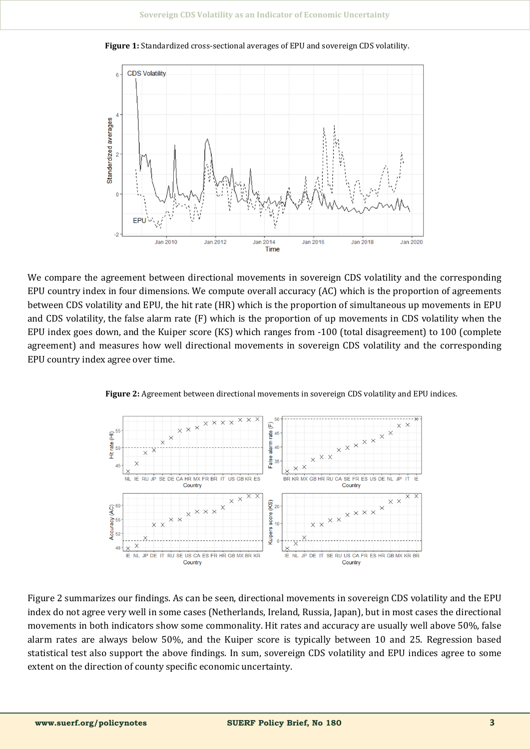**Figure 1:** Standardized cross-sectional averages of EPU and sovereign CDS volatility.

We compare the agreement between directional movements in sovereign CDS volatility and the corresponding EPU country index in four dimensions. We compute overall accuracy (AC) which is the proportion of agreements between CDS volatility and EPU, the hit rate (HR) which is the proportion of simultaneous up movements in EPU and CDS volatility, the false alarm rate (F) which is the proportion of up movements in CDS volatility when the EPU index goes down, and the Kuiper score (KS) which ranges from -100 (total disagreement) to 100 (complete agreement) and measures how well directional movements in sovereign CDS volatility and the corresponding EPU country index agree over time.

**Figure 2:** Agreement between directional movements in sovereign CDS volatility and EPU indices.

Figure 2 summarizes our findings. As can be seen, directional movements in sovereign CDS volatility and the EPU index do not agree very well in some cases (Netherlands, Ireland, Russia, Japan), but in most cases the directional movements in both indicators show some commonality. Hit rates and accuracy are usually well above 50%, false alarm rates are always below 50%, and the Kuiper score is typically between 10 and 25. Regression based statistical test also support the above findings. In sum, sovereign CDS volatility and EPU indices agree to some extent on the direction of county specific economic uncertainty.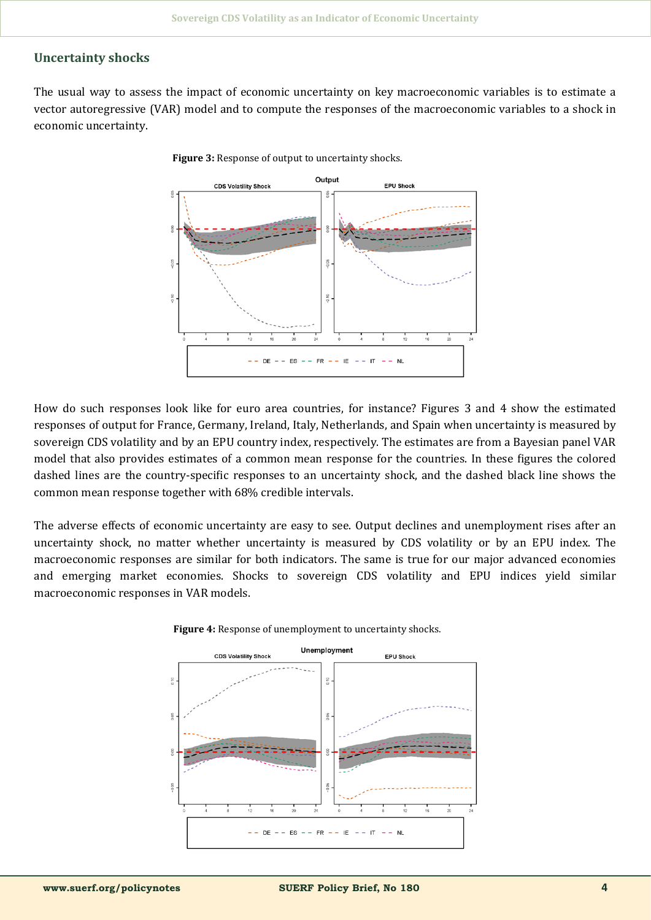## Uncertainty shocks

The usual way to assess the impact of economic uncertainty on key macroeconomic variables is to estimate a vector autoregressive (VAR) model and to compute the responses of the macroeconomic variables to a shock in economic uncertainty.

**Figure 3:** Response of output to uncertainty shocks.

How do such responses look like for euro area countries, for instance? Figures 3 and 4 show the estimated responses of output for France, Germany, Ireland, Italy, Netherlands, and Spain when uncertainty is measured by sovereign CDS volatility and by an EPU country index, respectively. The estimates are from a Bayesian panel VAR model that also provides estimates of a common mean response for the countries. In these figures the colored dashed lines are the country-specific responses to an uncertainty shock, and the dashed black line shows the common mean response together with 68% credible intervals.

The adverse effects of economic uncertainty are easy to see. Output declines and unemployment rises after an uncertainty shock, no matter whether uncertainty is measured by CDS volatility or by an EPU index. The macroeconomic responses are similar for both indicators. The same is true for our major advanced economies and emerging market economies. Shocks to sovereign CDS volatility and EPU indices yield similar macroeconomic responses in VAR models.

**Figure 4:** Response of unemployment to uncertainty shocks.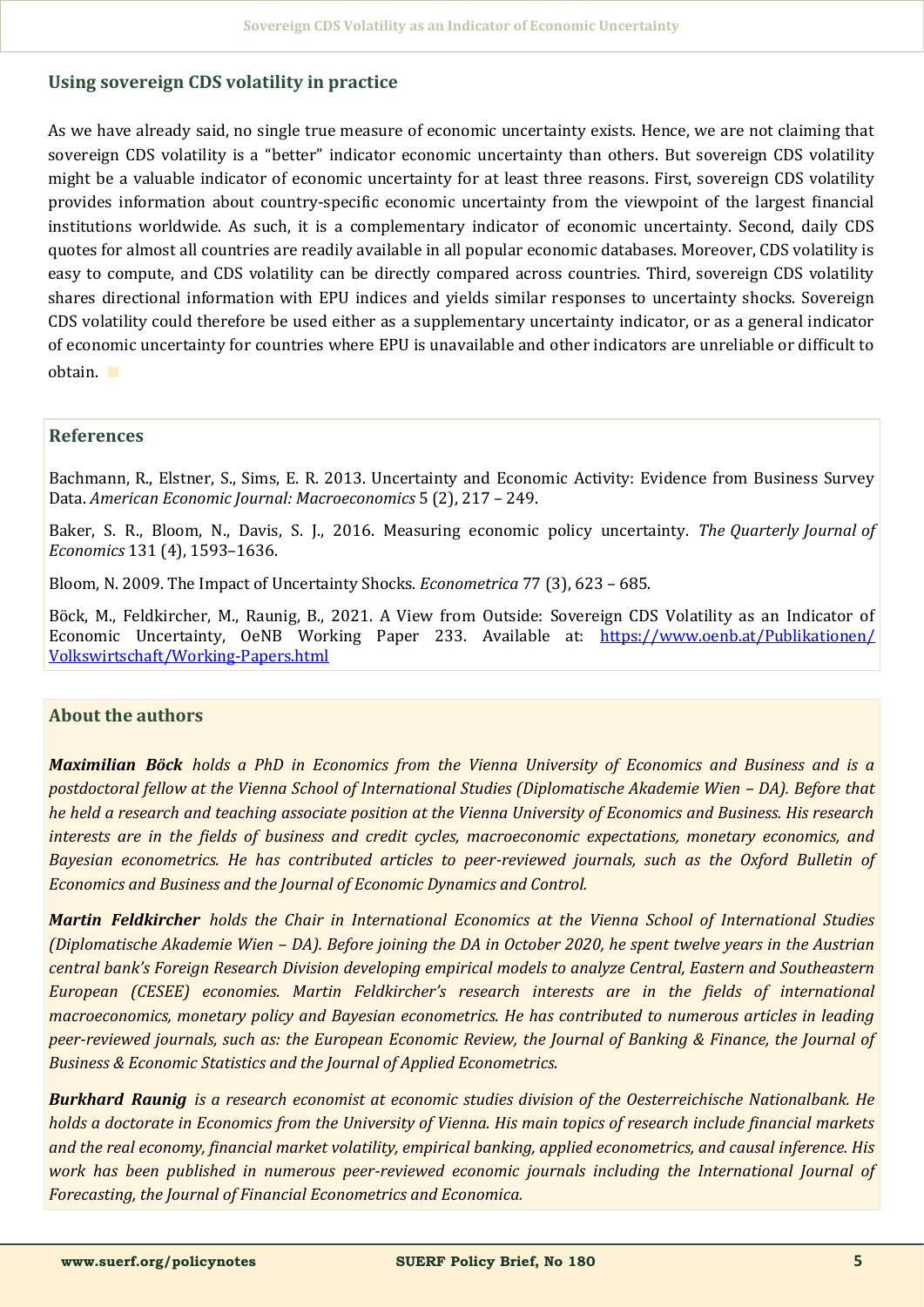## Using sovereign CDS volatility in practice

As we have already said, no single true measure of economic uncertainty exists. Hence, we are not claiming that sovereign CDS volatility is a "better" indicator economic uncertainty than others. But sovereign CDS volatility might be a valuable indicator of economic uncertainty for at least three reasons. First, sovereign CDS volatility provides information about country-specific economic uncertainty from the viewpoint of the largest financial institutions worldwide. As such, it is a complementary indicator of economic uncertainty. Second, daily CDS quotes for almost all countries are readily available in all popular economic databases. Moreover, CDS volatility is easy to compute, and CDS volatility can be directly compared across countries. Third, sovereign CDS volatility shares directional information with EPU indices and yields similar responses to uncertainty shocks. Sovereign CDS volatility could therefore be used either as a supplementary uncertainty indicator, or as a general indicator of economic uncertainty for countries where EPU is unavailable and other indicators are unreliable or difficult to obtain.

## References

Bachmann, R., Elstner, S., Sims, E. R. 2013. Uncertainty and Economic Activity: Evidence from Business Survey Data. *American Economic Journal: Macroeconomics* 5 (2), 217 – 249.

Baker, S. R., Bloom, N., Davis, S. J., 2016. Measuring economic policy uncertainty. *The Quarterly Journal of Economics* 131 (4), 1593–1636.

Bloom, N. 2009. The Impact of Uncertainty Shocks. *Econometrica* 77 (3), 623 – 685.

Böck, M., Feldkircher, M., Raunig, B., 2021. A View from Outside: Sovereign CDS Volatility as an Indicator of Economic Uncertainty, OeNB Working Paper 233. Available at: https://www.oenb.at/Publikationen/Volkswirtschaft/Working-Papers.html

## About the authors

***Maximilian Böck*** *holds a PhD in Economics from the Vienna University of Economics and Business and is a postdoctoral fellow at the Vienna School of International Studies (Diplomatische Akademie Wien – DA). Before that he held a research and teaching associate position at the Vienna University of Economics and Business. His research interests are in the fields of business and credit cycles, macroeconomic expectations, monetary economics, and Bayesian econometrics. He has contributed articles to peer-reviewed journals, such as the Oxford Bulletin of Economics and Business and the Journal of Economic Dynamics and Control.*

***Martin Feldkircher*** *holds the Chair in International Economics at the Vienna School of International Studies (Diplomatische Akademie Wien – DA). Before joining the DA in October 2020, he spent twelve years in the Austrian central bank's Foreign Research Division developing empirical models to analyze Central, Eastern and Southeastern European (CESEE) economies. Martin Feldkircher's research interests are in the fields of international macroeconomics, monetary policy and Bayesian econometrics. He has contributed to numerous articles in leading peer-reviewed journals, such as: the European Economic Review, the Journal of Banking & Finance, the Journal of Business & Economic Statistics and the Journal of Applied Econometrics.*

***Burkhard Raunig*** *is a research economist at economic studies division of the Oesterreichische Nationalbank. He holds a doctorate in Economics from the University of Vienna. His main topics of research include financial markets and the real economy, financial market volatility, empirical banking, applied econometrics, and causal inference. His work has been published in numerous peer-reviewed economic journals including the International Journal of Forecasting, the Journal of Financial Econometrics and Economica.*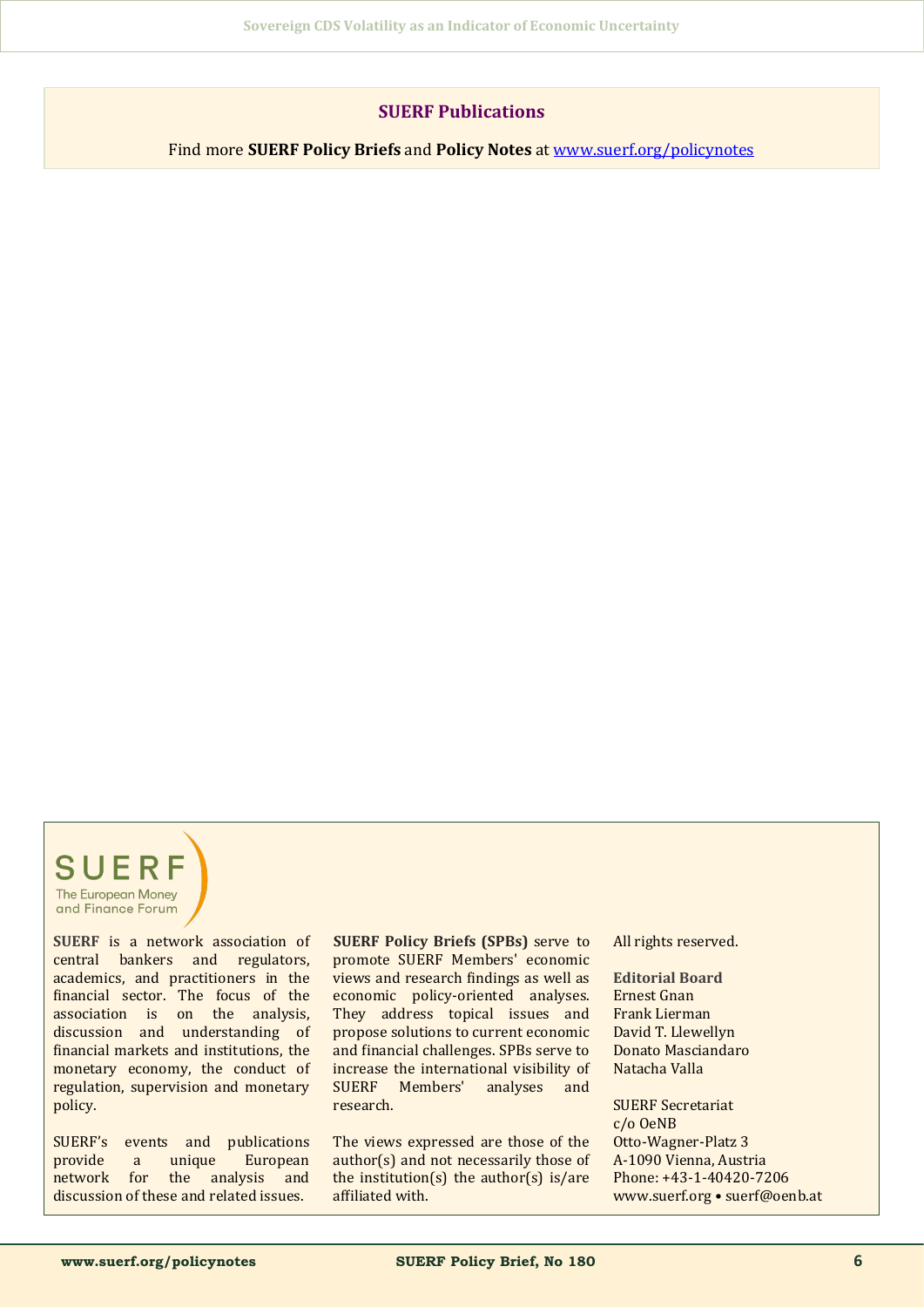## SUERF Publications

Find more **SUERF Policy Briefs** and **Policy Notes** at [www.suerf.org/policynotes](http://www.suerf.org/policynotes)

SUERF
The European Money and Finance Forum

**SUERF** is a network association of central bankers and regulators, academics, and practitioners in the financial sector. The focus of the association is on the analysis, discussion and understanding of financial markets and institutions, the monetary economy, the conduct of regulation, supervision and monetary policy.

SUERF's events and publications provide a unique European network for the analysis and discussion of these and related issues.

**SUERF Policy Briefs (SPBs)** serve to promote SUERF Members' economic views and research findings as well as economic policy-oriented analyses. They address topical issues and propose solutions to current economic and financial challenges. SPBs serve to increase the international visibility of SUERF Members' analyses and research.

The views expressed are those of the author(s) and not necessarily those of the institution(s) the author(s) is/are affiliated with.

All rights reserved.

**Editorial Board**
Ernest Gnan
Frank Lierman
David T. Llewellyn
Donato Masciandaro
Natacha Valla

SUERF Secretariat
c/o OeNB
Otto-Wagner-Platz 3
A-1090 Vienna, Austria
Phone: +43-1-40420-7206
www.suerf.org • suerf@oenb.at